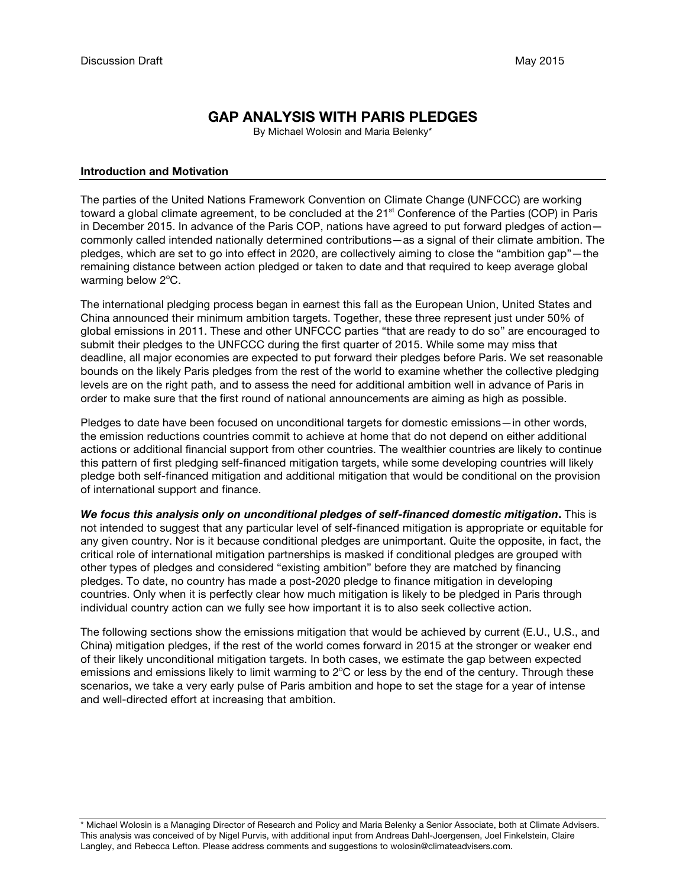Discussion Draft May 2015

# GAP ANALYSIS WITH PARIS PLEDGES

By Michael Wolosin and Maria Belenky*

## Introduction and Motivation

The parties of the United Nations Framework Convention on Climate Change (UNFCCC) are working toward a global climate agreement, to be concluded at the 21st Conference of the Parties (COP) in Paris in December 2015. In advance of the Paris COP, nations have agreed to put forward pledges of action—commonly called intended nationally determined contributions—as a signal of their climate ambition. The pledges, which are set to go into effect in 2020, are collectively aiming to close the "ambition gap"—the remaining distance between action pledged or taken to date and that required to keep average global warming below 2°C.

The international pledging process began in earnest this fall as the European Union, United States and China announced their minimum ambition targets. Together, these three represent just under 50% of global emissions in 2011. These and other UNFCCC parties "that are ready to do so" are encouraged to submit their pledges to the UNFCCC during the first quarter of 2015. While some may miss that deadline, all major economies are expected to put forward their pledges before Paris. We set reasonable bounds on the likely Paris pledges from the rest of the world to examine whether the collective pledging levels are on the right path, and to assess the need for additional ambition well in advance of Paris in order to make sure that the first round of national announcements are aiming as high as possible.

Pledges to date have been focused on unconditional targets for domestic emissions—in other words, the emission reductions countries commit to achieve at home that do not depend on either additional actions or additional financial support from other countries. The wealthier countries are likely to continue this pattern of first pledging self-financed mitigation targets, while some developing countries will likely pledge both self-financed mitigation and additional mitigation that would be conditional on the provision of international support and finance.

***We focus this analysis only on unconditional pledges of self-financed domestic mitigation.*** This is not intended to suggest that any particular level of self-financed mitigation is appropriate or equitable for any given country. Nor is it because conditional pledges are unimportant. Quite the opposite, in fact, the critical role of international mitigation partnerships is masked if conditional pledges are grouped with other types of pledges and considered "existing ambition" before they are matched by financing pledges. To date, no country has made a post-2020 pledge to finance mitigation in developing countries. Only when it is perfectly clear how much mitigation is likely to be pledged in Paris through individual country action can we fully see how important it is to also seek collective action.

The following sections show the emissions mitigation that would be achieved by current (E.U., U.S., and China) mitigation pledges, if the rest of the world comes forward in 2015 at the stronger or weaker end of their likely unconditional mitigation targets. In both cases, we estimate the gap between expected emissions and emissions likely to limit warming to 2°C or less by the end of the century. Through these scenarios, we take a very early pulse of Paris ambition and hope to set the stage for a year of intense and well-directed effort at increasing that ambition.

---

* Michael Wolosin is a Managing Director of Research and Policy and Maria Belenky a Senior Associate, both at Climate Advisers. This analysis was conceived of by Nigel Purvis, with additional input from Andreas Dahl-Joergensen, Joel Finkelstein, Claire Langley, and Rebecca Lefton. Please address comments and suggestions to wolosin@climateadvisers.com.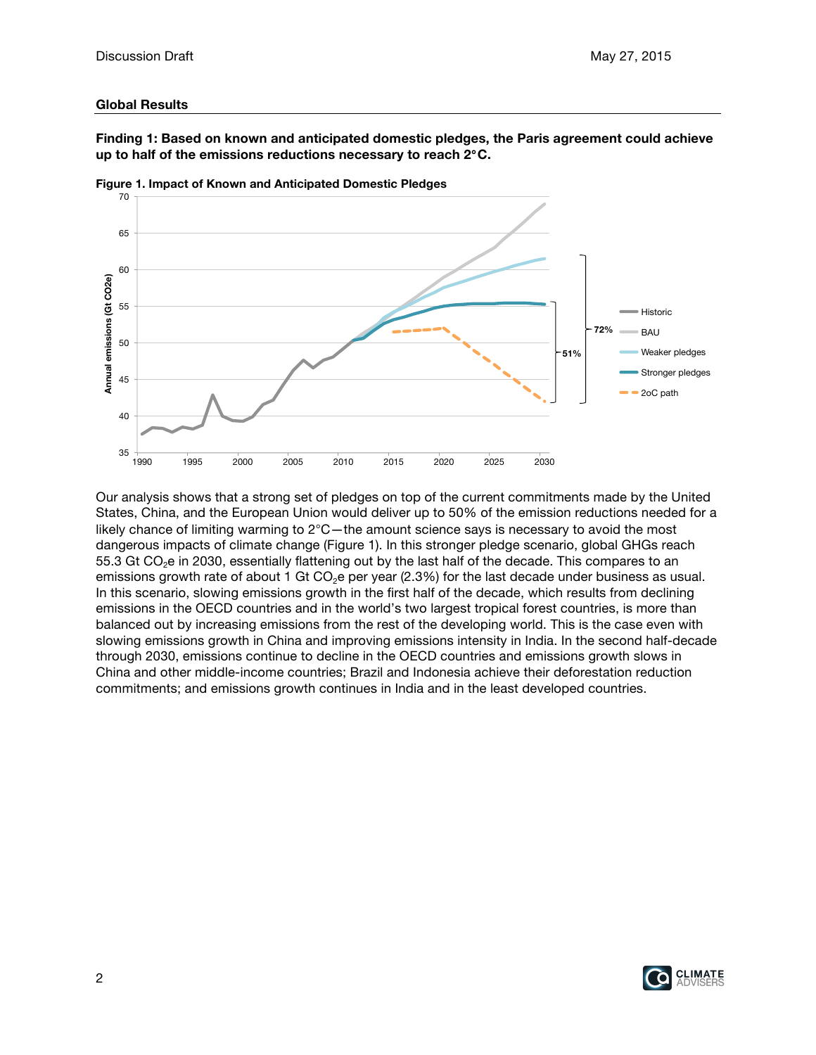## Global Results

**Finding 1: Based on known and anticipated domestic pledges, the Paris agreement could achieve up to half of the emissions reductions necessary to reach 2°C.**

**Figure 1. Impact of Known and Anticipated Domestic Pledges**

Our analysis shows that a strong set of pledges on top of the current commitments made by the United States, China, and the European Union would deliver up to 50% of the emission reductions needed for a likely chance of limiting warming to 2°C—the amount science says is necessary to avoid the most dangerous impacts of climate change (Figure 1). In this stronger pledge scenario, global GHGs reach 55.3 Gt $CO_2$e in 2030, essentially flattening out by the last half of the decade. This compares to an emissions growth rate of about 1 Gt $CO_2$e per year (2.3%) for the last decade under business as usual. In this scenario, slowing emissions growth in the first half of the decade, which results from declining emissions in the OECD countries and in the world's two largest tropical forest countries, is more than balanced out by increasing emissions from the rest of the developing world. This is the case even with slowing emissions growth in China and improving emissions intensity in India. In the second half-decade through 2030, emissions continue to decline in the OECD countries and emissions growth slows in China and other middle-income countries; Brazil and Indonesia achieve their deforestation reduction commitments; and emissions growth continues in India and in the least developed countries.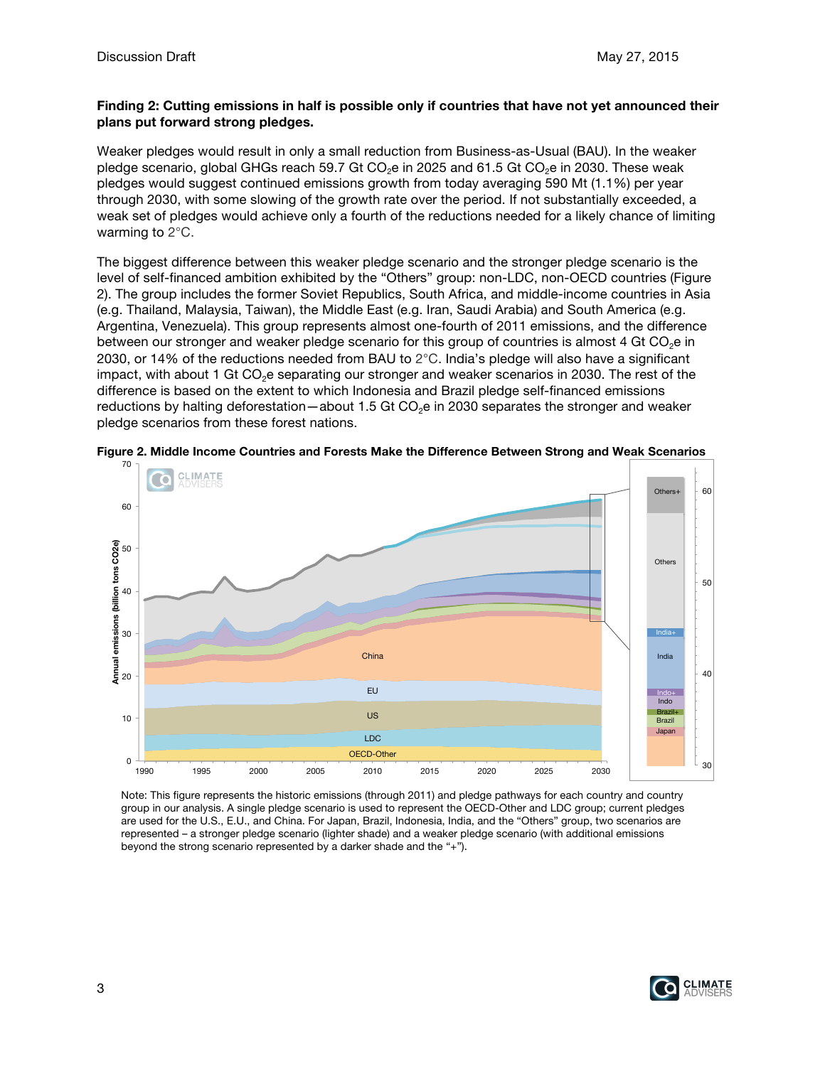**Finding 2: Cutting emissions in half is possible only if countries that have not yet announced their plans put forward strong pledges.**

Weaker pledges would result in only a small reduction from Business-as-Usual (BAU). In the weaker pledge scenario, global GHGs reach 59.7 Gt $CO_2e$ in 2025 and 61.5 Gt $CO_2e$ in 2030. These weak pledges would suggest continued emissions growth from today averaging 590 Mt (1.1%) per year through 2030, with some slowing of the growth rate over the period. If not substantially exceeded, a weak set of pledges would achieve only a fourth of the reductions needed for a likely chance of limiting warming to 2°C.

The biggest difference between this weaker pledge scenario and the stronger pledge scenario is the level of self-financed ambition exhibited by the "Others" group: non-LDC, non-OECD countries (Figure 2). The group includes the former Soviet Republics, South Africa, and middle-income countries in Asia (e.g. Thailand, Malaysia, Taiwan), the Middle East (e.g. Iran, Saudi Arabia) and South America (e.g. Argentina, Venezuela). This group represents almost one-fourth of 2011 emissions, and the difference between our stronger and weaker pledge scenario for this group of countries is almost 4 Gt $CO_2e$ in 2030, or 14% of the reductions needed from BAU to 2°C. India's pledge will also have a significant impact, with about 1 Gt $CO_2e$ separating our stronger and weaker scenarios in 2030. The rest of the difference is based on the extent to which Indonesia and Brazil pledge self-financed emissions reductions by halting deforestation—about 1.5 Gt $CO_2e$ in 2030 separates the stronger and weaker pledge scenarios from these forest nations.

**Figure 2. Middle Income Countries and Forests Make the Difference Between Strong and Weak Scenarios**

Note: This figure represents the historic emissions (through 2011) and pledge pathways for each country and country group in our analysis. A single pledge scenario is used to represent the OECD-Other and LDC group; current pledges are used for the U.S., E.U., and China. For Japan, Brazil, Indonesia, India, and the "Others" group, two scenarios are represented – a stronger pledge scenario (lighter shade) and a weaker pledge scenario (with additional emissions beyond the strong scenario represented by a darker shade and the "+").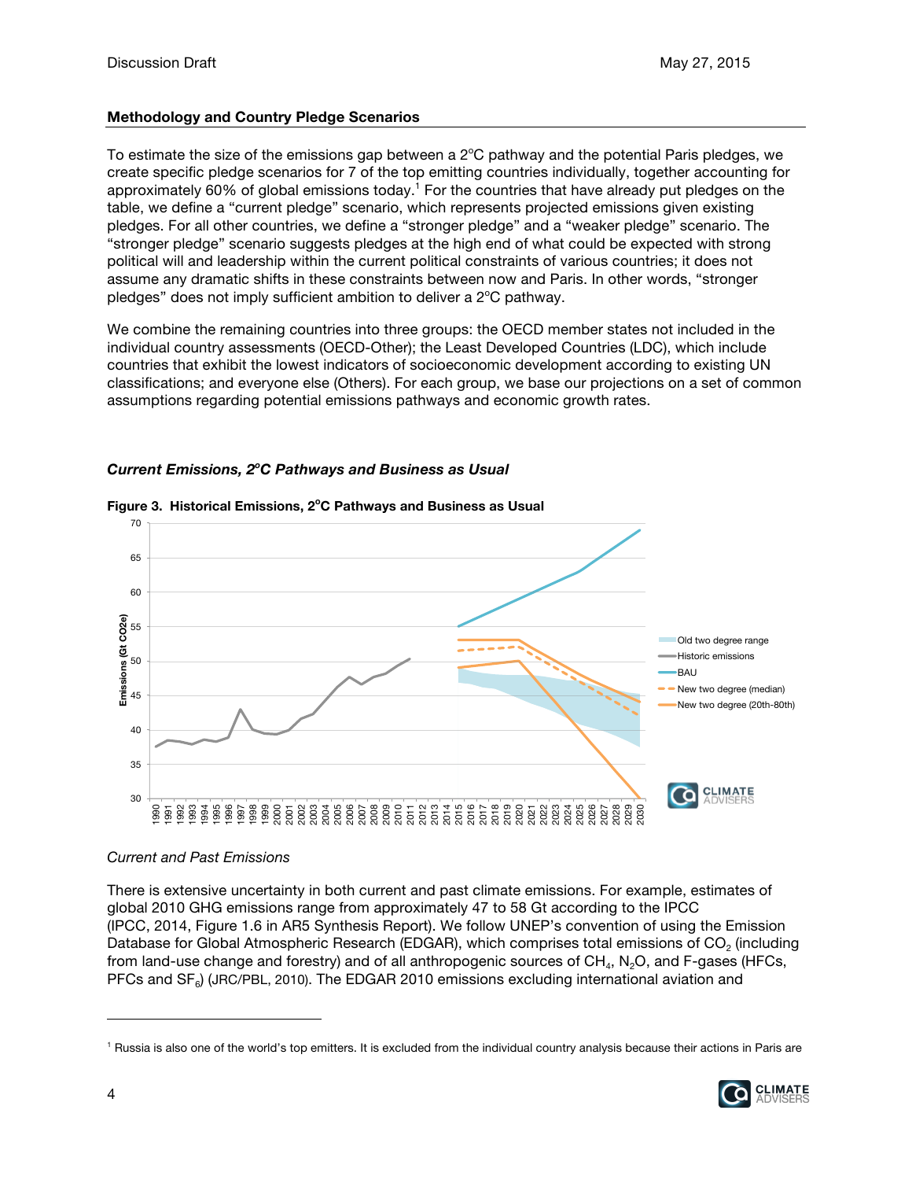## Methodology and Country Pledge Scenarios

To estimate the size of the emissions gap between a 2°C pathway and the potential Paris pledges, we create specific pledge scenarios for 7 of the top emitting countries individually, together accounting for approximately 60% of global emissions today.[1] For the countries that have already put pledges on the table, we define a "current pledge" scenario, which represents projected emissions given existing pledges. For all other countries, we define a "stronger pledge" and a "weaker pledge" scenario. The "stronger pledge" scenario suggests pledges at the high end of what could be expected with strong political will and leadership within the current political constraints of various countries; it does not assume any dramatic shifts in these constraints between now and Paris. In other words, "stronger pledges" does not imply sufficient ambition to deliver a 2°C pathway.

We combine the remaining countries into three groups: the OECD member states not included in the individual country assessments (OECD-Other); the Least Developed Countries (LDC), which include countries that exhibit the lowest indicators of socioeconomic development according to existing UN classifications; and everyone else (Others). For each group, we base our projections on a set of common assumptions regarding potential emissions pathways and economic growth rates.

### *Current Emissions, 2°C Pathways and Business as Usual*

**Figure 3. Historical Emissions, 2°C Pathways and Business as Usual**

*Current and Past Emissions*

There is extensive uncertainty in both current and past climate emissions. For example, estimates of global 2010 GHG emissions range from approximately 47 to 58 Gt according to the IPCC (IPCC, 2014, Figure 1.6 in AR5 Synthesis Report). We follow UNEP's convention of using the Emission Database for Global Atmospheric Research (EDGAR), which comprises total emissions of $CO_2$ (including from land-use change and forestry) and of all anthropogenic sources of $CH_4$, $N_2O$, and F-gases (HFCs, PFCs and $SF_6$) (JRC/PBL, 2010). The EDGAR 2010 emissions excluding international aviation and

[1] Russia is also one of the world's top emitters. It is excluded from the individual country analysis because their actions in Paris are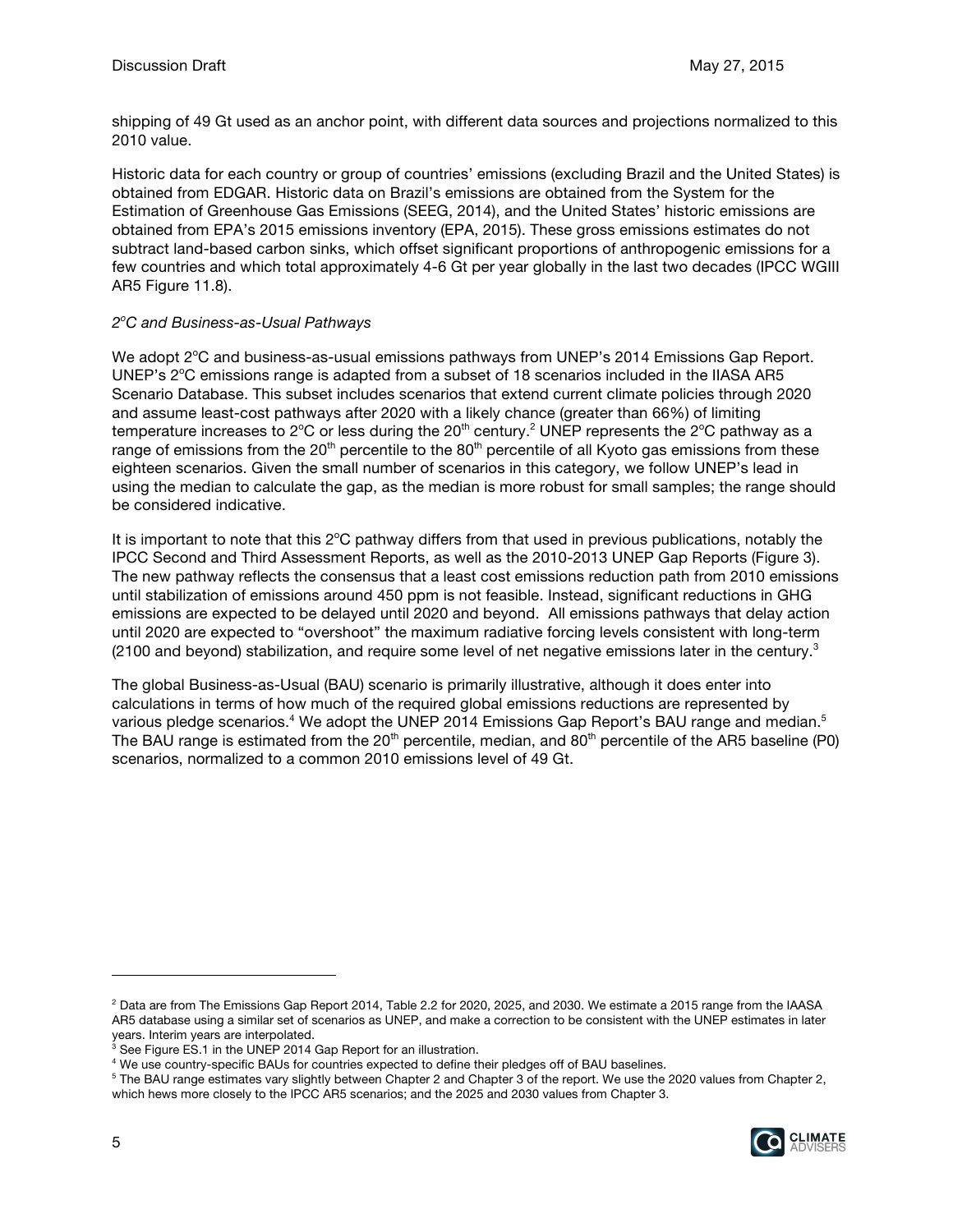shipping of 49 Gt used as an anchor point, with different data sources and projections normalized to this 2010 value.

Historic data for each country or group of countries' emissions (excluding Brazil and the United States) is obtained from EDGAR. Historic data on Brazil's emissions are obtained from the System for the Estimation of Greenhouse Gas Emissions (SEEG, 2014), and the United States' historic emissions are obtained from EPA's 2015 emissions inventory (EPA, 2015). These gross emissions estimates do not subtract land-based carbon sinks, which offset significant proportions of anthropogenic emissions for a few countries and which total approximately 4-6 Gt per year globally in the last two decades (IPCC WGIII AR5 Figure 11.8).

*2°C and Business-as-Usual Pathways*

We adopt 2°C and business-as-usual emissions pathways from UNEP's 2014 Emissions Gap Report. UNEP's 2°C emissions range is adapted from a subset of 18 scenarios included in the IIASA AR5 Scenario Database. This subset includes scenarios that extend current climate policies through 2020 and assume least-cost pathways after 2020 with a likely chance (greater than 66%) of limiting temperature increases to 2°C or less during the 20th century.[2] UNEP represents the 2°C pathway as a range of emissions from the 20th percentile to the 80th percentile of all Kyoto gas emissions from these eighteen scenarios. Given the small number of scenarios in this category, we follow UNEP's lead in using the median to calculate the gap, as the median is more robust for small samples; the range should be considered indicative.

It is important to note that this 2°C pathway differs from that used in previous publications, notably the IPCC Second and Third Assessment Reports, as well as the 2010-2013 UNEP Gap Reports (Figure 3). The new pathway reflects the consensus that a least cost emissions reduction path from 2010 emissions until stabilization of emissions around 450 ppm is not feasible. Instead, significant reductions in GHG emissions are expected to be delayed until 2020 and beyond. All emissions pathways that delay action until 2020 are expected to "overshoot" the maximum radiative forcing levels consistent with long-term (2100 and beyond) stabilization, and require some level of net negative emissions later in the century.[3]

The global Business-as-Usual (BAU) scenario is primarily illustrative, although it does enter into calculations in terms of how much of the required global emissions reductions are represented by various pledge scenarios.[4] We adopt the UNEP 2014 Emissions Gap Report's BAU range and median.[5] The BAU range is estimated from the 20th percentile, median, and 80th percentile of the AR5 baseline (P0) scenarios, normalized to a common 2010 emissions level of 49 Gt.

---

[2] Data are from The Emissions Gap Report 2014, Table 2.2 for 2020, 2025, and 2030. We estimate a 2015 range from the IAASA AR5 database using a similar set of scenarios as UNEP, and make a correction to be consistent with the UNEP estimates in later years. Interim years are interpolated.

[3] See Figure ES.1 in the UNEP 2014 Gap Report for an illustration.

[4] We use country-specific BAUs for countries expected to define their pledges off of BAU baselines.

[5] The BAU range estimates vary slightly between Chapter 2 and Chapter 3 of the report. We use the 2020 values from Chapter 2, which hews more closely to the IPCC AR5 scenarios; and the 2025 and 2030 values from Chapter 3.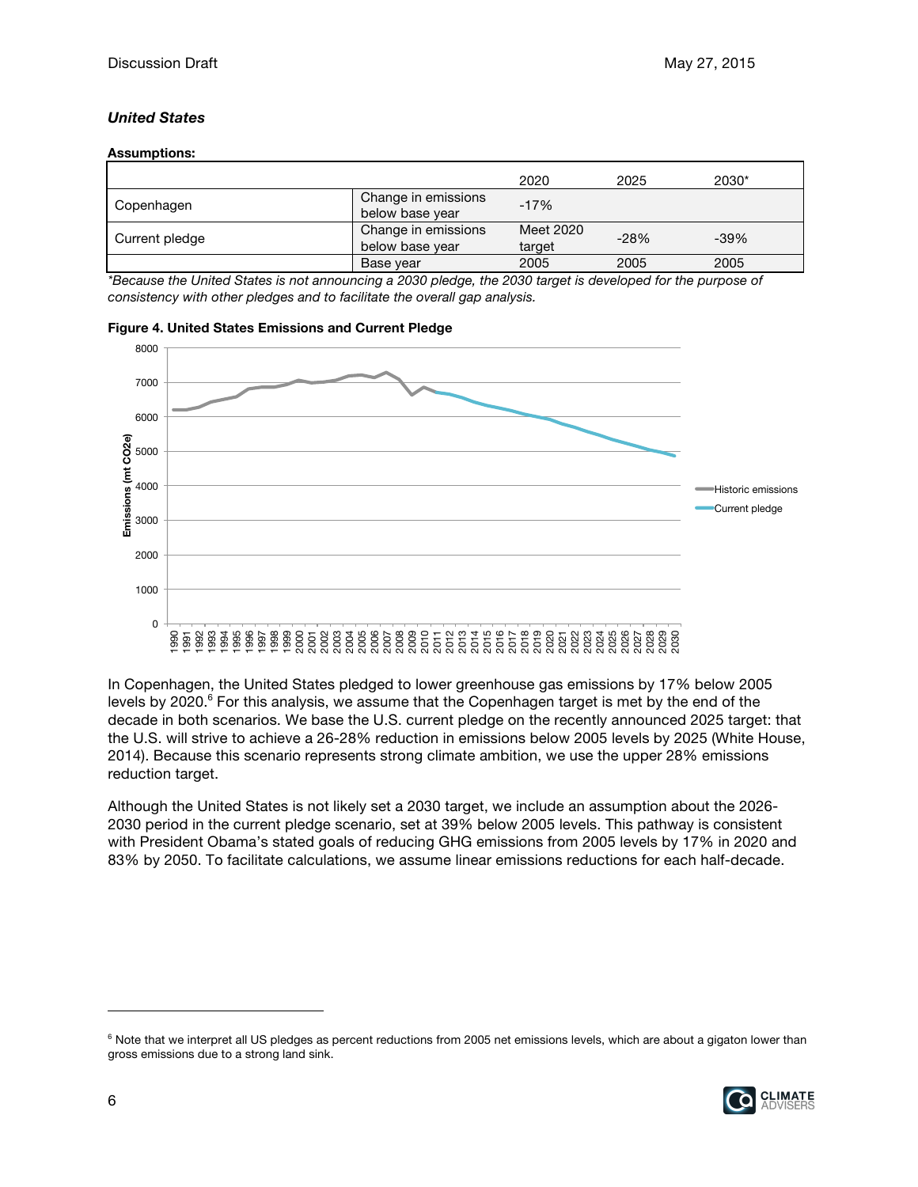### *United States*

**Assumptions:**

| | | 2020 | 2025 | 2030* |
|---|---|---|---|---|
| Copenhagen | Change in emissions below base year | -17% | | |
| Current pledge | Change in emissions below base year | Meet 2020 target | -28% | -39% |
| | Base year | 2005 | 2005 | 2005 |

*\*Because the United States is not announcing a 2030 pledge, the 2030 target is developed for the purpose of consistency with other pledges and to facilitate the overall gap analysis.*

**Figure 4. United States Emissions and Current Pledge**

In Copenhagen, the United States pledged to lower greenhouse gas emissions by 17% below 2005 levels by 2020.[6] For this analysis, we assume that the Copenhagen target is met by the end of the decade in both scenarios. We base the U.S. current pledge on the recently announced 2025 target: that the U.S. will strive to achieve a 26-28% reduction in emissions below 2005 levels by 2025 (White House, 2014). Because this scenario represents strong climate ambition, we use the upper 28% emissions reduction target.

Although the United States is not likely set a 2030 target, we include an assumption about the 2026-2030 period in the current pledge scenario, set at 39% below 2005 levels. This pathway is consistent with President Obama's stated goals of reducing GHG emissions from 2005 levels by 17% in 2020 and 83% by 2050. To facilitate calculations, we assume linear emissions reductions for each half-decade.

[6] Note that we interpret all US pledges as percent reductions from 2005 net emissions levels, which are about a gigaton lower than gross emissions due to a strong land sink.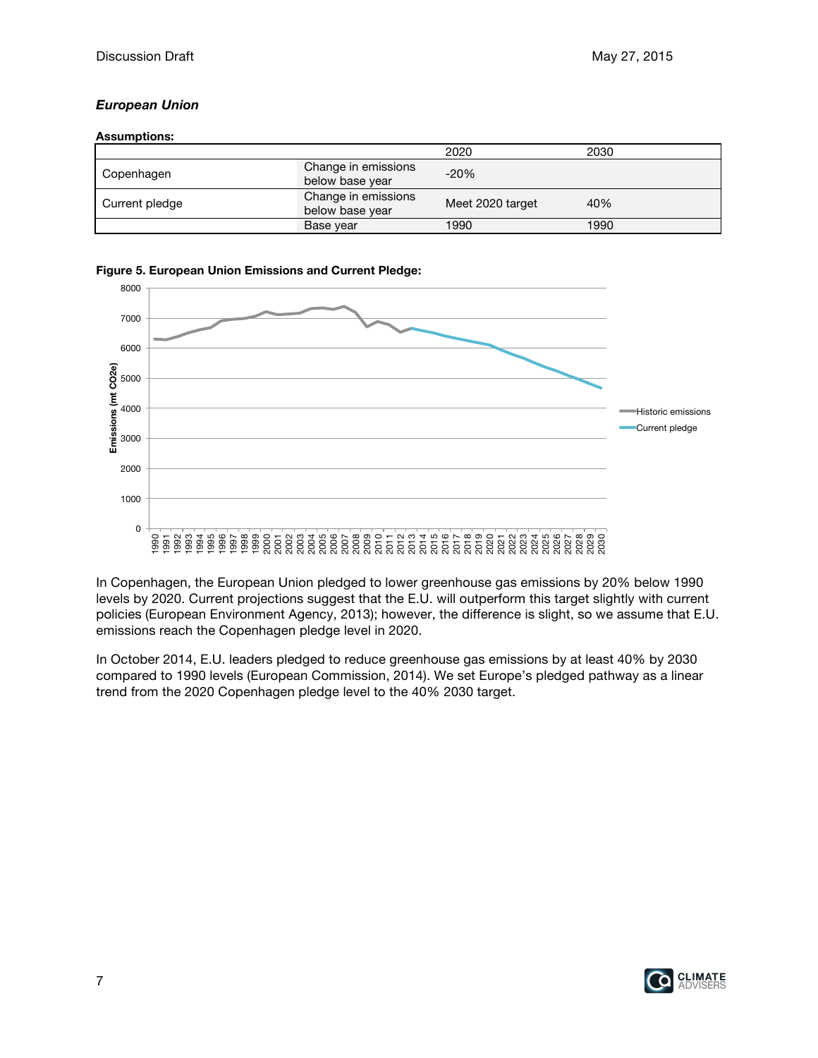### *European Union*

**Assumptions:**

| | | 2020 | 2030 |
|---|---|---|---|
| Copenhagen | Change in emissions below base year | -20% | |
| Current pledge | Change in emissions below base year | Meet 2020 target | 40% |
| | Base year | 1990 | 1990 |

**Figure 5. European Union Emissions and Current Pledge:**

In Copenhagen, the European Union pledged to lower greenhouse gas emissions by 20% below 1990 levels by 2020. Current projections suggest that the E.U. will outperform this target slightly with current policies (European Environment Agency, 2013); however, the difference is slight, so we assume that E.U. emissions reach the Copenhagen pledge level in 2020.

In October 2014, E.U. leaders pledged to reduce greenhouse gas emissions by at least 40% by 2030 compared to 1990 levels (European Commission, 2014). We set Europe's pledged pathway as a linear trend from the 2020 Copenhagen pledge level to the 40% 2030 target.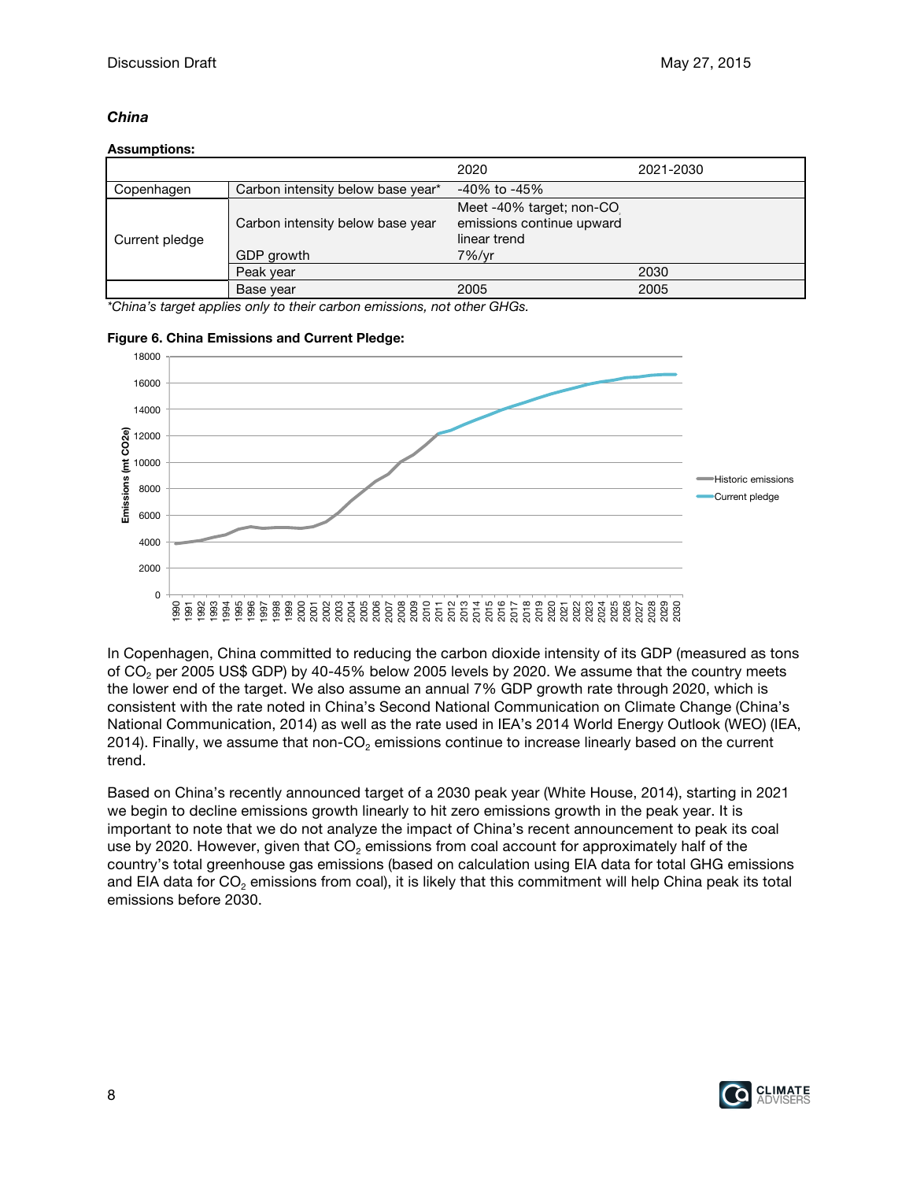### *China*

**Assumptions:**

| | | 2020 | 2021-2030 |
|---|---|---|---|
| Copenhagen | Carbon intensity below base year* | -40% to -45% | |
| Current pledge | Carbon intensity below base year | Meet -40% target; non-$CO_2$ emissions continue upward linear trend | |
| | GDP growth | 7%/yr | |
| | Peak year | | 2030 |
| | Base year | 2005 | 2005 |

*\*China's target applies only to their carbon emissions, not other GHGs.*

**Figure 6. China Emissions and Current Pledge:**

In Copenhagen, China committed to reducing the carbon dioxide intensity of its GDP (measured as tons of $CO_2$ per 2005 US$ GDP) by 40-45% below 2005 levels by 2020. We assume that the country meets the lower end of the target. We also assume an annual 7% GDP growth rate through 2020, which is consistent with the rate noted in China's Second National Communication on Climate Change (China's National Communication, 2014) as well as the rate used in IEA's 2014 World Energy Outlook (WEO) (IEA, 2014). Finally, we assume that non-$CO_2$ emissions continue to increase linearly based on the current trend.

Based on China's recently announced target of a 2030 peak year (White House, 2014), starting in 2021 we begin to decline emissions growth linearly to hit zero emissions growth in the peak year. It is important to note that we do not analyze the impact of China's recent announcement to peak its coal use by 2020. However, given that $CO_2$ emissions from coal account for approximately half of the country's total greenhouse gas emissions (based on calculation using EIA data for total GHG emissions and EIA data for $CO_2$ emissions from coal), it is likely that this commitment will help China peak its total emissions before 2030.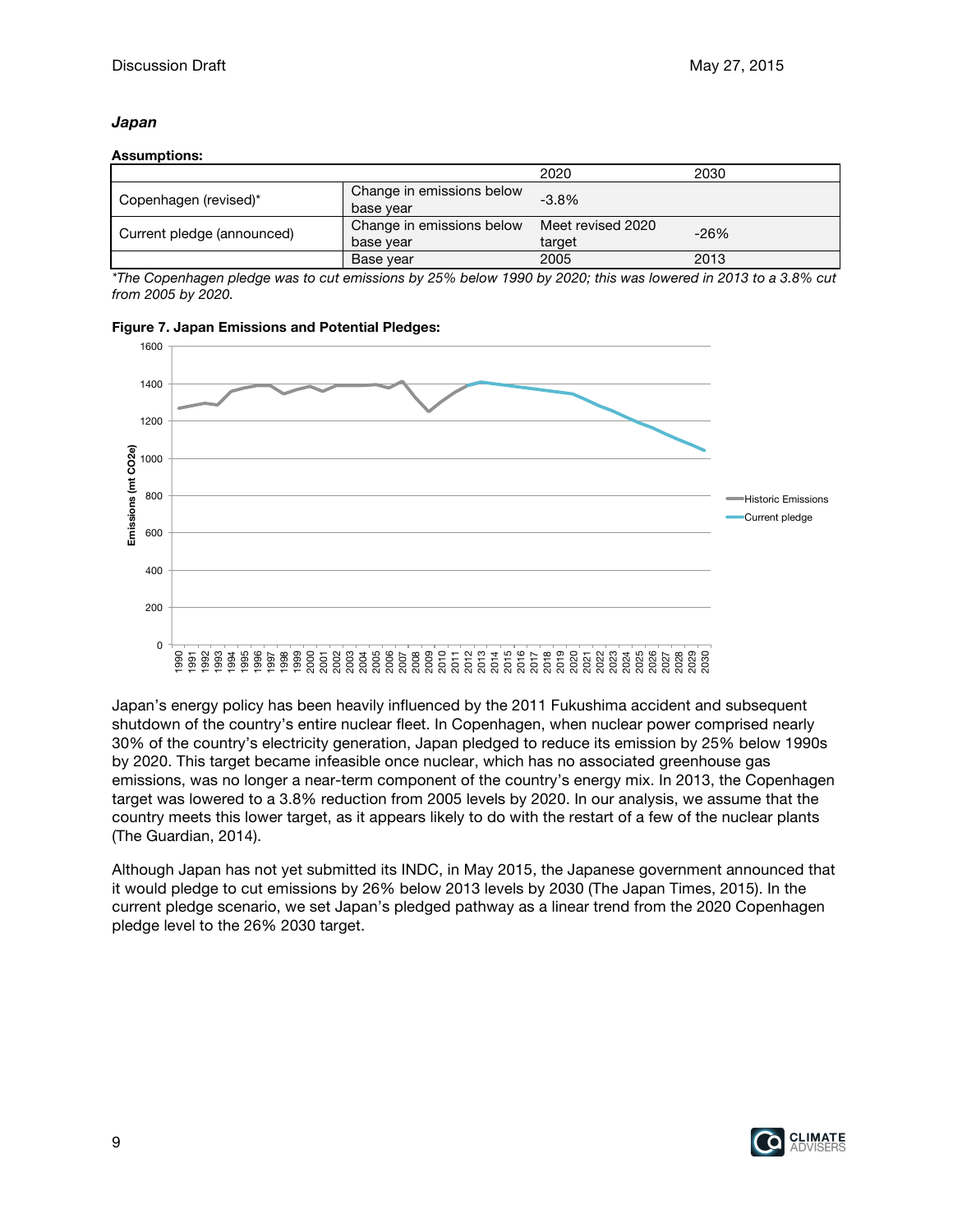***Japan***

**Assumptions:**

| | | 2020 | 2030 |
|---|---|---|---|
| Copenhagen (revised)* | Change in emissions below base year | -3.8% | |
| Current pledge (announced) | Change in emissions below base year | Meet revised 2020 target | -26% |
| | Base year | 2005 | 2013 |

**The Copenhagen pledge was to cut emissions by 25% below 1990 by 2020; this was lowered in 2013 to a 3.8% cut from 2005 by 2020.*

**Figure 7. Japan Emissions and Potential Pledges:**

Japan's energy policy has been heavily influenced by the 2011 Fukushima accident and subsequent shutdown of the country's entire nuclear fleet. In Copenhagen, when nuclear power comprised nearly 30% of the country's electricity generation, Japan pledged to reduce its emission by 25% below 1990s by 2020. This target became infeasible once nuclear, which has no associated greenhouse gas emissions, was no longer a near-term component of the country's energy mix. In 2013, the Copenhagen target was lowered to a 3.8% reduction from 2005 levels by 2020. In our analysis, we assume that the country meets this lower target, as it appears likely to do with the restart of a few of the nuclear plants (The Guardian, 2014).

Although Japan has not yet submitted its INDC, in May 2015, the Japanese government announced that it would pledge to cut emissions by 26% below 2013 levels by 2030 (The Japan Times, 2015). In the current pledge scenario, we set Japan's pledged pathway as a linear trend from the 2020 Copenhagen pledge level to the 26% 2030 target.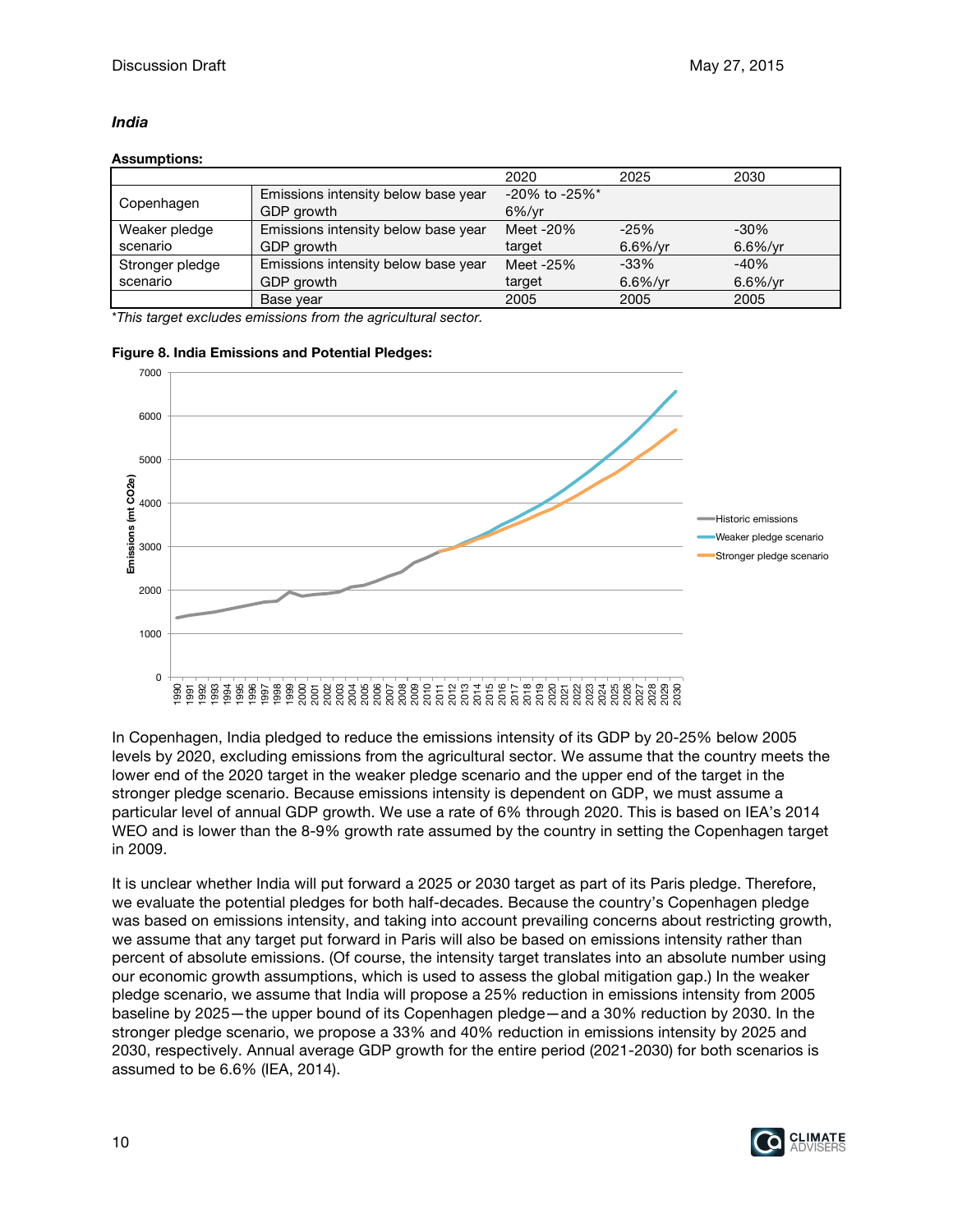### *India*

**Assumptions:**

| | | 2020 | 2025 | 2030 |
|---|---|---|---|---|
| Copenhagen | Emissions intensity below base year<br>GDP growth | -20% to -25%*<br>6%/yr | | |
| Weaker pledge scenario | Emissions intensity below base year<br>GDP growth | Meet -20% target | -25%<br>6.6%/yr | -30%<br>6.6%/yr |
| Stronger pledge scenario | Emissions intensity below base year<br>GDP growth | Meet -25% target | -33%<br>6.6%/yr | -40%<br>6.6%/yr |
| | Base year | 2005 | 2005 | 2005 |

*\*This target excludes emissions from the agricultural sector.*

**Figure 8. India Emissions and Potential Pledges:**

In Copenhagen, India pledged to reduce the emissions intensity of its GDP by 20-25% below 2005 levels by 2020, excluding emissions from the agricultural sector. We assume that the country meets the lower end of the 2020 target in the weaker pledge scenario and the upper end of the target in the stronger pledge scenario. Because emissions intensity is dependent on GDP, we must assume a particular level of annual GDP growth. We use a rate of 6% through 2020. This is based on IEA's 2014 WEO and is lower than the 8-9% growth rate assumed by the country in setting the Copenhagen target in 2009.

It is unclear whether India will put forward a 2025 or 2030 target as part of its Paris pledge. Therefore, we evaluate the potential pledges for both half-decades. Because the country's Copenhagen pledge was based on emissions intensity, and taking into account prevailing concerns about restricting growth, we assume that any target put forward in Paris will also be based on emissions intensity rather than percent of absolute emissions. (Of course, the intensity target translates into an absolute number using our economic growth assumptions, which is used to assess the global mitigation gap.) In the weaker pledge scenario, we assume that India will propose a 25% reduction in emissions intensity from 2005 baseline by 2025—the upper bound of its Copenhagen pledge—and a 30% reduction by 2030. In the stronger pledge scenario, we propose a 33% and 40% reduction in emissions intensity by 2025 and 2030, respectively. Annual average GDP growth for the entire period (2021-2030) for both scenarios is assumed to be 6.6% (IEA, 2014).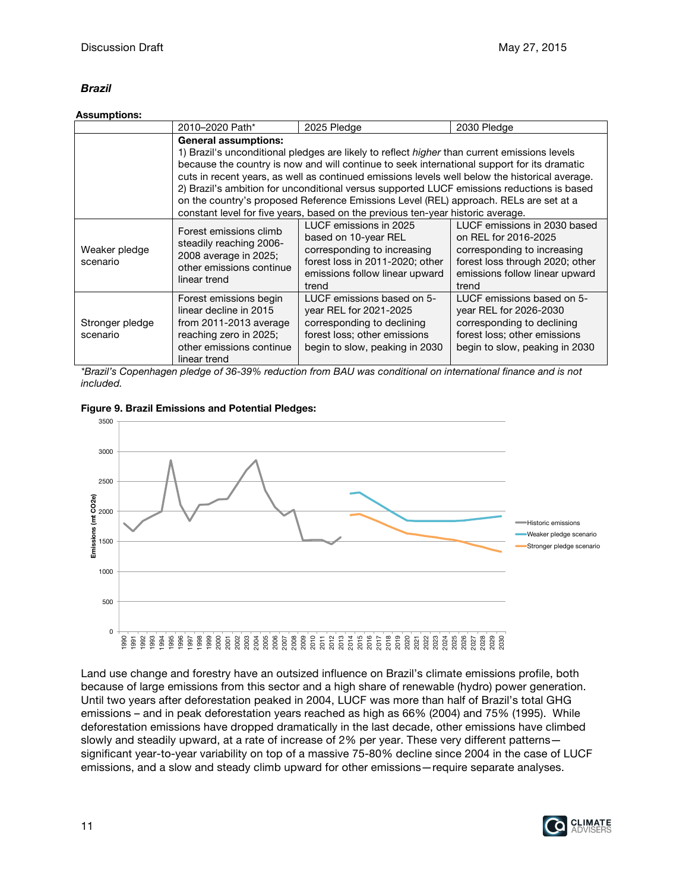### *Brazil*

**Assumptions:**

| | 2010–2020 Path* | 2025 Pledge | 2030 Pledge |
|---|---|---|---|
| | **General assumptions:** 1) Brazil's unconditional pledges are likely to reflect *higher* than current emissions levels because the country is now and will continue to seek international support for its dramatic cuts in recent years, as well as continued emissions levels well below the historical average. 2) Brazil's ambition for unconditional versus supported LUCF emissions reductions is based on the country's proposed Reference Emissions Level (REL) approach. RELs are set at a constant level for five years, based on the previous ten-year historic average. | | |
| Weaker pledge scenario | Forest emissions climb steadily reaching 2006-2008 average in 2025; other emissions continue linear trend | LUCF emissions in 2025 based on 10-year REL corresponding to increasing forest loss in 2011-2020; other emissions follow linear upward trend | LUCF emissions in 2030 based on REL for 2016-2025 corresponding to increasing forest loss through 2020; other emissions follow linear upward trend |
| Stronger pledge scenario | Forest emissions begin linear decline in 2015 from 2011-2013 average reaching zero in 2025; other emissions continue linear trend | LUCF emissions based on 5-year REL for 2021-2025 corresponding to declining forest loss; other emissions begin to slow, peaking in 2030 | LUCF emissions based on 5-year REL for 2026-2030 corresponding to declining forest loss; other emissions begin to slow, peaking in 2030 |

*\*Brazil's Copenhagen pledge of 36-39% reduction from BAU was conditional on international finance and is not included.*

**Figure 9. Brazil Emissions and Potential Pledges:**

Land use change and forestry have an outsized influence on Brazil's climate emissions profile, both because of large emissions from this sector and a high share of renewable (hydro) power generation. Until two years after deforestation peaked in 2004, LUCF was more than half of Brazil's total GHG emissions – and in peak deforestation years reached as high as 66% (2004) and 75% (1995). While deforestation emissions have dropped dramatically in the last decade, other emissions have climbed slowly and steadily upward, at a rate of increase of 2% per year. These very different patterns—significant year-to-year variability on top of a massive 75-80% decline since 2004 in the case of LUCF emissions, and a slow and steady climb upward for other emissions—require separate analyses.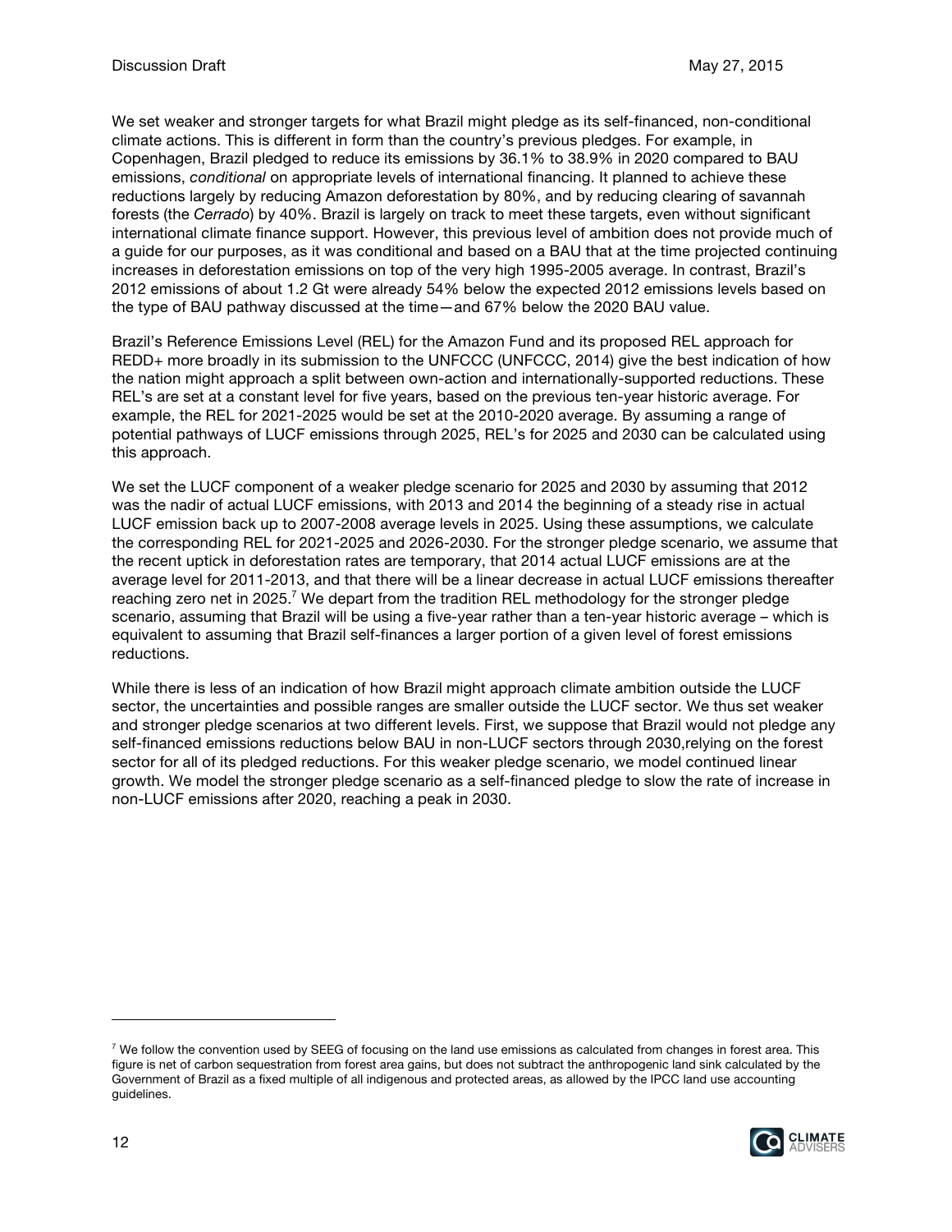We set weaker and stronger targets for what Brazil might pledge as its self-financed, non-conditional climate actions. This is different in form than the country's previous pledges. For example, in Copenhagen, Brazil pledged to reduce its emissions by 36.1% to 38.9% in 2020 compared to BAU emissions, *conditional* on appropriate levels of international financing. It planned to achieve these reductions largely by reducing Amazon deforestation by 80%, and by reducing clearing of savannah forests (the *Cerrado*) by 40%. Brazil is largely on track to meet these targets, even without significant international climate finance support. However, this previous level of ambition does not provide much of a guide for our purposes, as it was conditional and based on a BAU that at the time projected continuing increases in deforestation emissions on top of the very high 1995-2005 average. In contrast, Brazil's 2012 emissions of about 1.2 Gt were already 54% below the expected 2012 emissions levels based on the type of BAU pathway discussed at the time—and 67% below the 2020 BAU value.

Brazil's Reference Emissions Level (REL) for the Amazon Fund and its proposed REL approach for REDD+ more broadly in its submission to the UNFCCC (UNFCCC, 2014) give the best indication of how the nation might approach a split between own-action and internationally-supported reductions. These REL's are set at a constant level for five years, based on the previous ten-year historic average. For example, the REL for 2021-2025 would be set at the 2010-2020 average. By assuming a range of potential pathways of LUCF emissions through 2025, REL's for 2025 and 2030 can be calculated using this approach.

We set the LUCF component of a weaker pledge scenario for 2025 and 2030 by assuming that 2012 was the nadir of actual LUCF emissions, with 2013 and 2014 the beginning of a steady rise in actual LUCF emission back up to 2007-2008 average levels in 2025. Using these assumptions, we calculate the corresponding REL for 2021-2025 and 2026-2030. For the stronger pledge scenario, we assume that the recent uptick in deforestation rates are temporary, that 2014 actual LUCF emissions are at the average level for 2011-2013, and that there will be a linear decrease in actual LUCF emissions thereafter reaching zero net in 2025.[7] We depart from the tradition REL methodology for the stronger pledge scenario, assuming that Brazil will be using a five-year rather than a ten-year historic average – which is equivalent to assuming that Brazil self-finances a larger portion of a given level of forest emissions reductions.

While there is less of an indication of how Brazil might approach climate ambition outside the LUCF sector, the uncertainties and possible ranges are smaller outside the LUCF sector. We thus set weaker and stronger pledge scenarios at two different levels. First, we suppose that Brazil would not pledge any self-financed emissions reductions below BAU in non-LUCF sectors through 2030,relying on the forest sector for all of its pledged reductions. For this weaker pledge scenario, we model continued linear growth. We model the stronger pledge scenario as a self-financed pledge to slow the rate of increase in non-LUCF emissions after 2020, reaching a peak in 2030.

---

[7] We follow the convention used by SEEG of focusing on the land use emissions as calculated from changes in forest area. This figure is net of carbon sequestration from forest area gains, but does not subtract the anthropogenic land sink calculated by the Government of Brazil as a fixed multiple of all indigenous and protected areas, as allowed by the IPCC land use accounting guidelines.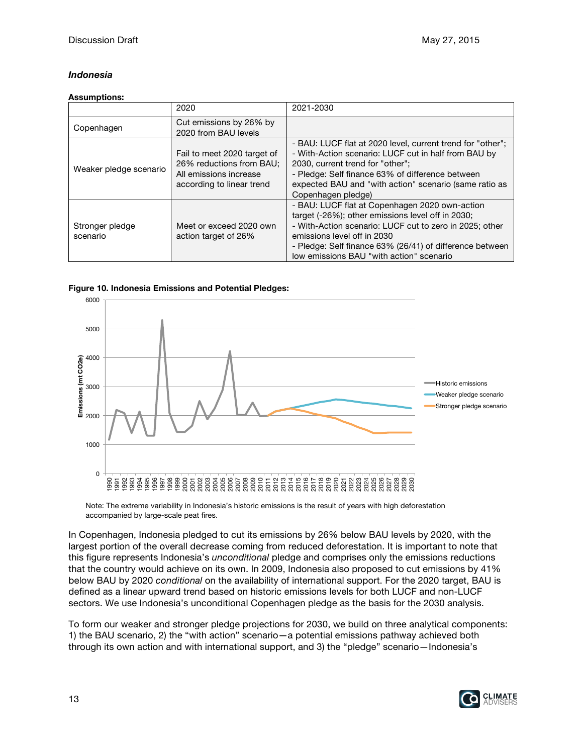### *Indonesia*

**Assumptions:**

| | 2020 | 2021-2030 |
|---|---|---|
| Copenhagen | Cut emissions by 26% by 2020 from BAU levels | |
| Weaker pledge scenario | Fail to meet 2020 target of 26% reductions from BAU; All emissions increase according to linear trend | - BAU: LUCF flat at 2020 level, current trend for "other";<br>- With-Action scenario: LUCF cut in half from BAU by 2030, current trend for "other";<br>- Pledge: Self finance 63% of difference between expected BAU and "with action" scenario (same ratio as Copenhagen pledge) |
| Stronger pledge scenario | Meet or exceed 2020 own action target of 26% | - BAU: LUCF flat at Copenhagen 2020 own-action target (-26%); other emissions level off in 2030;<br>- With-Action scenario: LUCF cut to zero in 2025; other emissions level off in 2030<br>- Pledge: Self finance 63% (26/41) of difference between low emissions BAU "with action" scenario |

**Figure 10. Indonesia Emissions and Potential Pledges:**

Note: The extreme variability in Indonesia's historic emissions is the result of years with high deforestation accompanied by large-scale peat fires.

In Copenhagen, Indonesia pledged to cut its emissions by 26% below BAU levels by 2020, with the largest portion of the overall decrease coming from reduced deforestation. It is important to note that this figure represents Indonesia's *unconditional* pledge and comprises only the emissions reductions that the country would achieve on its own. In 2009, Indonesia also proposed to cut emissions by 41% below BAU by 2020 *conditional* on the availability of international support. For the 2020 target, BAU is defined as a linear upward trend based on historic emissions levels for both LUCF and non-LUCF sectors. We use Indonesia's unconditional Copenhagen pledge as the basis for the 2030 analysis.

To form our weaker and stronger pledge projections for 2030, we build on three analytical components: 1) the BAU scenario, 2) the "with action" scenario—a potential emissions pathway achieved both through its own action and with international support, and 3) the "pledge" scenario—Indonesia's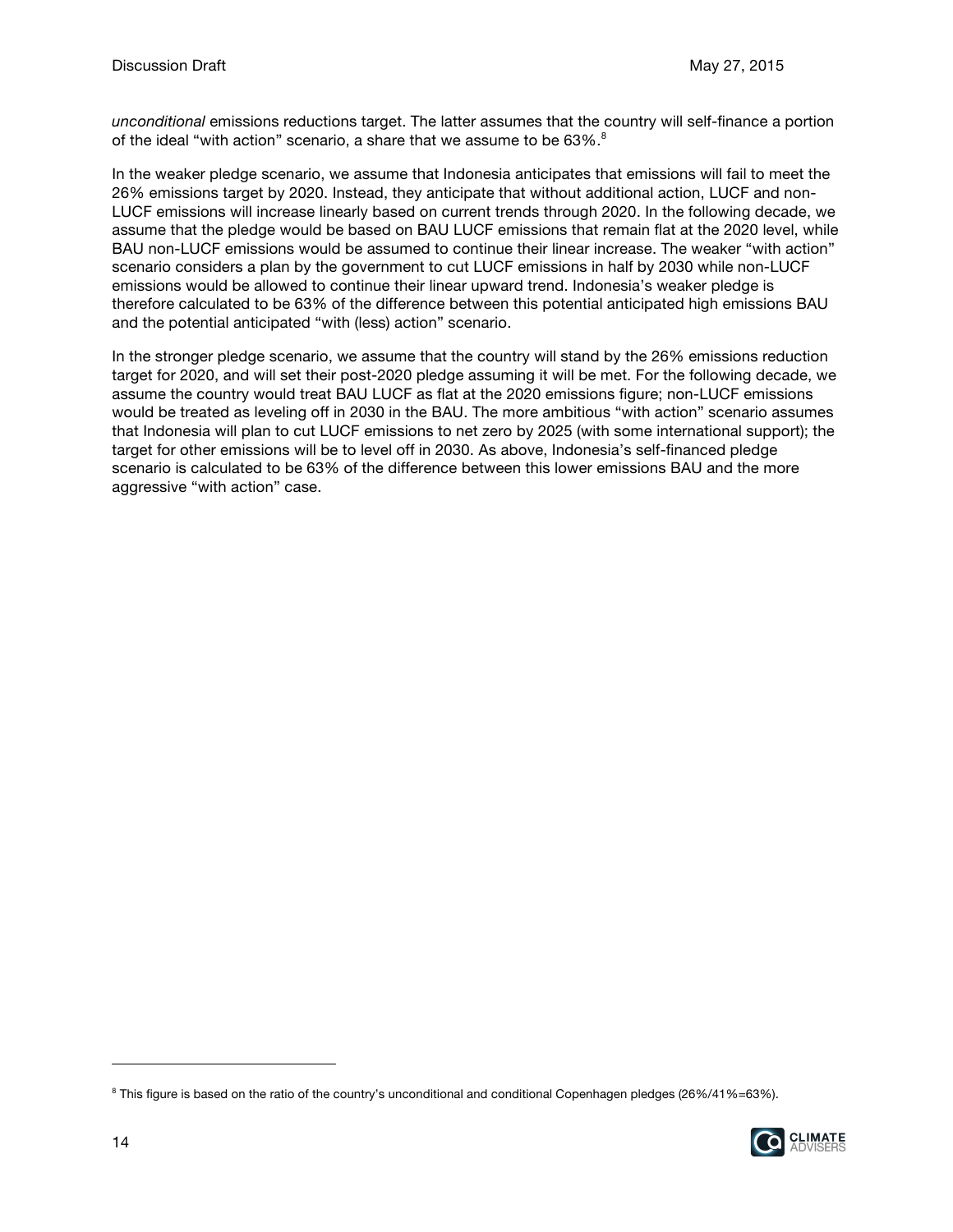*unconditional* emissions reductions target. The latter assumes that the country will self-finance a portion of the ideal "with action" scenario, a share that we assume to be 63%.[8]

In the weaker pledge scenario, we assume that Indonesia anticipates that emissions will fail to meet the 26% emissions target by 2020. Instead, they anticipate that without additional action, LUCF and non-LUCF emissions will increase linearly based on current trends through 2020. In the following decade, we assume that the pledge would be based on BAU LUCF emissions that remain flat at the 2020 level, while BAU non-LUCF emissions would be assumed to continue their linear increase. The weaker "with action" scenario considers a plan by the government to cut LUCF emissions in half by 2030 while non-LUCF emissions would be allowed to continue their linear upward trend. Indonesia's weaker pledge is therefore calculated to be 63% of the difference between this potential anticipated high emissions BAU and the potential anticipated "with (less) action" scenario.

In the stronger pledge scenario, we assume that the country will stand by the 26% emissions reduction target for 2020, and will set their post-2020 pledge assuming it will be met. For the following decade, we assume the country would treat BAU LUCF as flat at the 2020 emissions figure; non-LUCF emissions would be treated as leveling off in 2030 in the BAU. The more ambitious "with action" scenario assumes that Indonesia will plan to cut LUCF emissions to net zero by 2025 (with some international support); the target for other emissions will be to level off in 2030. As above, Indonesia's self-financed pledge scenario is calculated to be 63% of the difference between this lower emissions BAU and the more aggressive "with action" case.

---

[8] This figure is based on the ratio of the country's unconditional and conditional Copenhagen pledges (26%/41%=63%).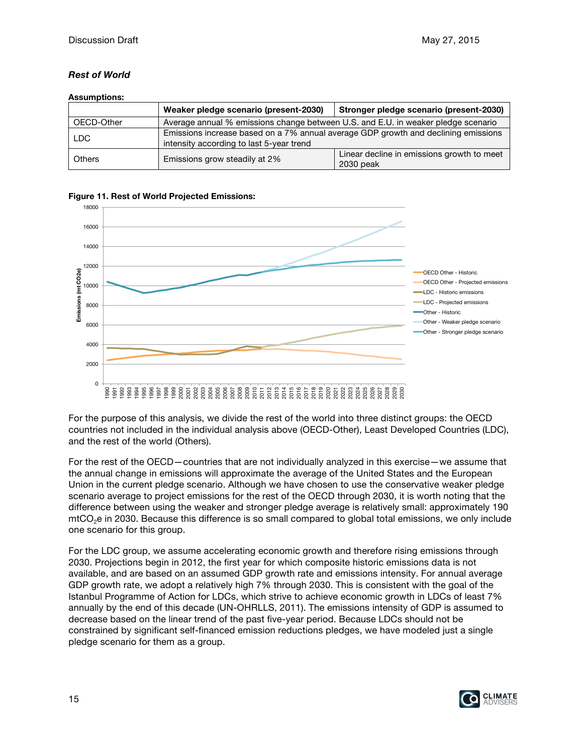***Rest of World***

**Assumptions:**

| | Weaker pledge scenario (present-2030) | Stronger pledge scenario (present-2030) |
|---|---|---|
| OECD-Other | Average annual % emissions change between U.S. and E.U. in weaker pledge scenario | |
| LDC | Emissions increase based on a 7% annual average GDP growth and declining emissions intensity according to last 5-year trend | |
| Others | Emissions grow steadily at 2% | Linear decline in emissions growth to meet 2030 peak |

**Figure 11. Rest of World Projected Emissions:**

For the purpose of this analysis, we divide the rest of the world into three distinct groups: the OECD countries not included in the individual analysis above (OECD-Other), Least Developed Countries (LDC), and the rest of the world (Others).

For the rest of the OECD—countries that are not individually analyzed in this exercise—we assume that the annual change in emissions will approximate the average of the United States and the European Union in the current pledge scenario. Although we have chosen to use the conservative weaker pledge scenario average to project emissions for the rest of the OECD through 2030, it is worth noting that the difference between using the weaker and stronger pledge average is relatively small: approximately 190 mt$CO_2$e in 2030. Because this difference is so small compared to global total emissions, we only include one scenario for this group.

For the LDC group, we assume accelerating economic growth and therefore rising emissions through 2030. Projections begin in 2012, the first year for which composite historic emissions data is not available, and are based on an assumed GDP growth rate and emissions intensity. For annual average GDP growth rate, we adopt a relatively high 7% through 2030. This is consistent with the goal of the Istanbul Programme of Action for LDCs, which strive to achieve economic growth in LDCs of least 7% annually by the end of this decade (UN-OHRLLS, 2011). The emissions intensity of GDP is assumed to decrease based on the linear trend of the past five-year period. Because LDCs should not be constrained by significant self-financed emission reductions pledges, we have modeled just a single pledge scenario for them as a group.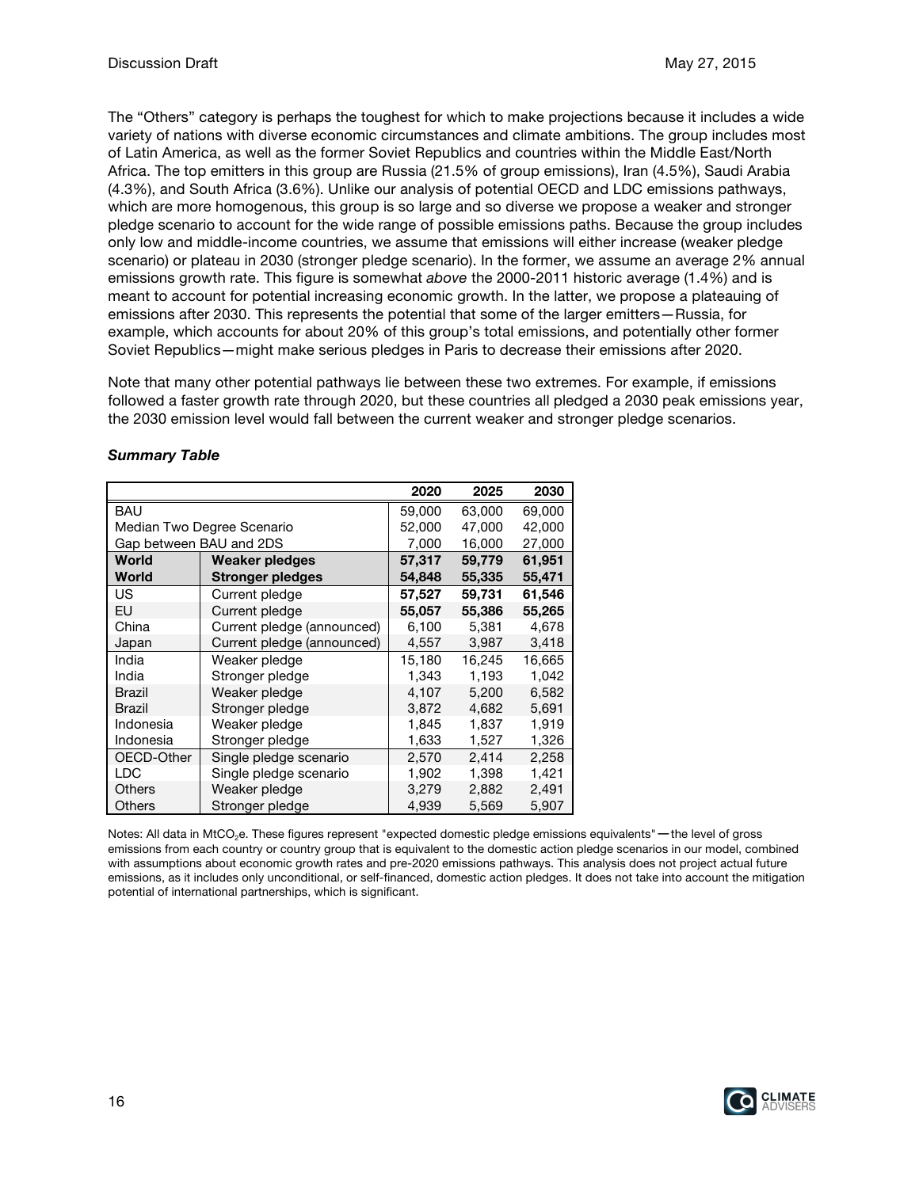The "Others" category is perhaps the toughest for which to make projections because it includes a wide variety of nations with diverse economic circumstances and climate ambitions. The group includes most of Latin America, as well as the former Soviet Republics and countries within the Middle East/North Africa. The top emitters in this group are Russia (21.5% of group emissions), Iran (4.5%), Saudi Arabia (4.3%), and South Africa (3.6%). Unlike our analysis of potential OECD and LDC emissions pathways, which are more homogenous, this group is so large and so diverse we propose a weaker and stronger pledge scenario to account for the wide range of possible emissions paths. Because the group includes only low and middle-income countries, we assume that emissions will either increase (weaker pledge scenario) or plateau in 2030 (stronger pledge scenario). In the former, we assume an average 2% annual emissions growth rate. This figure is somewhat *above* the 2000-2011 historic average (1.4%) and is meant to account for potential increasing economic growth. In the latter, we propose a plateauing of emissions after 2030. This represents the potential that some of the larger emitters—Russia, for example, which accounts for about 20% of this group's total emissions, and potentially other former Soviet Republics—might make serious pledges in Paris to decrease their emissions after 2020.

Note that many other potential pathways lie between these two extremes. For example, if emissions followed a faster growth rate through 2020, but these countries all pledged a 2030 peak emissions year, the 2030 emission level would fall between the current weaker and stronger pledge scenarios.

### *Summary Table*

| | | 2020 | 2025 | 2030 |
|---|---|---|---|---|
| BAU | | 59,000 | 63,000 | 69,000 |
| Median Two Degree Scenario | | 52,000 | 47,000 | 42,000 |
| Gap between BAU and 2DS | | 7,000 | 16,000 | 27,000 |
| **World** | **Weaker pledges** | **57,317** | **59,779** | **61,951** |
| **World** | **Stronger pledges** | **54,848** | **55,335** | **55,471** |
| US | Current pledge | **57,527** | **59,731** | **61,546** |
| EU | Current pledge | **55,057** | **55,386** | **55,265** |
| China | Current pledge (announced) | 6,100 | 5,381 | 4,678 |
| Japan | Current pledge (announced) | 4,557 | 3,987 | 3,418 |
| India | Weaker pledge | 15,180 | 16,245 | 16,665 |
| India | Stronger pledge | 1,343 | 1,193 | 1,042 |
| Brazil | Weaker pledge | 4,107 | 5,200 | 6,582 |
| Brazil | Stronger pledge | 3,872 | 4,682 | 5,691 |
| Indonesia | Weaker pledge | 1,845 | 1,837 | 1,919 |
| Indonesia | Stronger pledge | 1,633 | 1,527 | 1,326 |
| OECD-Other | Single pledge scenario | 2,570 | 2,414 | 2,258 |
| LDC | Single pledge scenario | 1,902 | 1,398 | 1,421 |
| Others | Weaker pledge | 3,279 | 2,882 | 2,491 |
| Others | Stronger pledge | 4,939 | 5,569 | 5,907 |

Notes: All data in $MtCO_2e$. These figures represent "expected domestic pledge emissions equivalents"—the level of gross emissions from each country or country group that is equivalent to the domestic action pledge scenarios in our model, combined with assumptions about economic growth rates and pre-2020 emissions pathways. This analysis does not project actual future emissions, as it includes only unconditional, or self-financed, domestic action pledges. It does not take into account the mitigation potential of international partnerships, which is significant.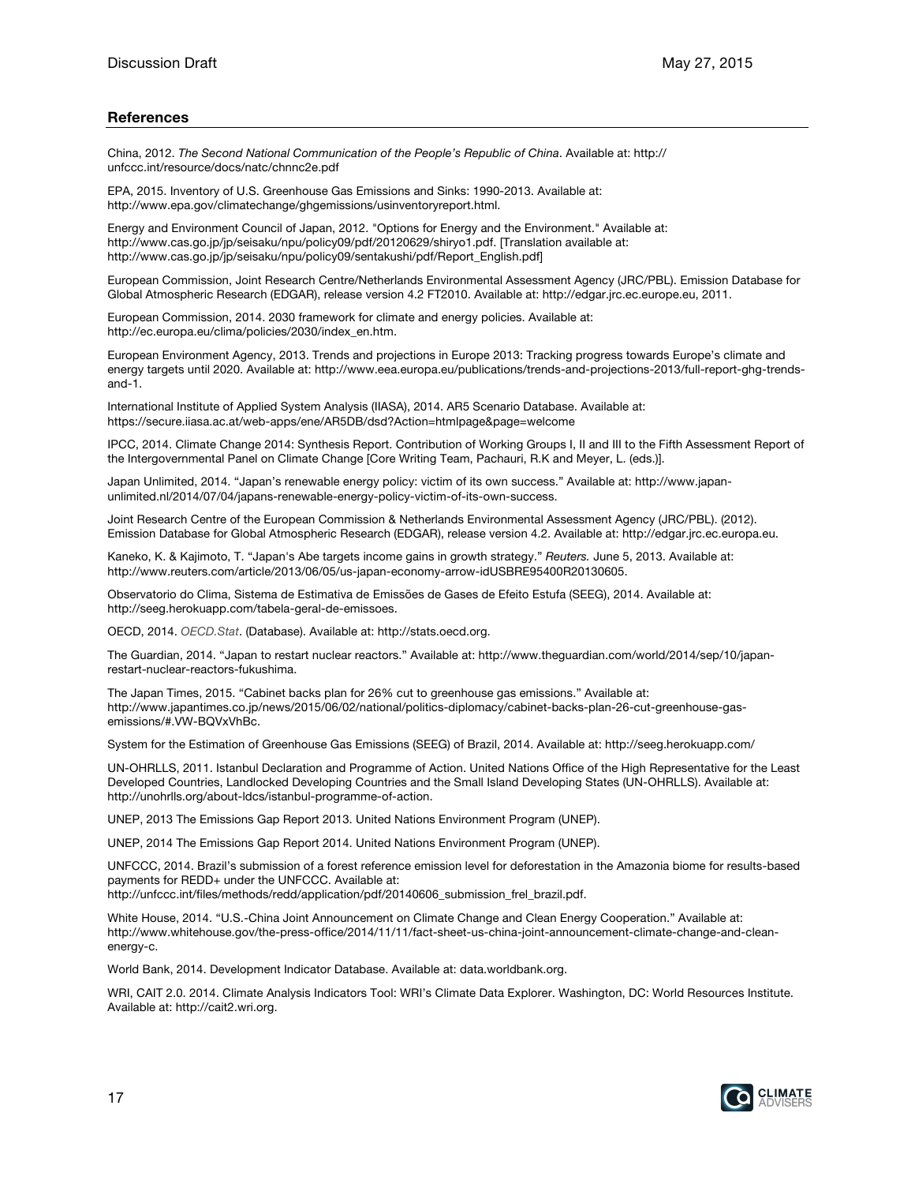## References

China, 2012. *The Second National Communication of the People's Republic of China*. Available at: http://unfccc.int/resource/docs/natc/chnnc2e.pdf

EPA, 2015. Inventory of U.S. Greenhouse Gas Emissions and Sinks: 1990-2013. Available at: http://www.epa.gov/climatechange/ghgemissions/usinventoryreport.html.

Energy and Environment Council of Japan, 2012. "Options for Energy and the Environment." Available at: http://www.cas.go.jp/jp/seisaku/npu/policy09/pdf/20120629/shiryo1.pdf. [Translation available at: http://www.cas.go.jp/jp/seisaku/npu/policy09/sentakushi/pdf/Report_English.pdf]

European Commission, Joint Research Centre/Netherlands Environmental Assessment Agency (JRC/PBL). Emission Database for Global Atmospheric Research (EDGAR), release version 4.2 FT2010. Available at: http://edgar.jrc.ec.europe.eu, 2011.

European Commission, 2014. 2030 framework for climate and energy policies. Available at: http://ec.europa.eu/clima/policies/2030/index_en.htm.

European Environment Agency, 2013. Trends and projections in Europe 2013: Tracking progress towards Europe's climate and energy targets until 2020. Available at: http://www.eea.europa.eu/publications/trends-and-projections-2013/full-report-ghg-trends-and-1.

International Institute of Applied System Analysis (IIASA), 2014. AR5 Scenario Database. Available at: https://secure.iiasa.ac.at/web-apps/ene/AR5DB/dsd?Action=htmlpage&page=welcome

IPCC, 2014. Climate Change 2014: Synthesis Report. Contribution of Working Groups I, II and III to the Fifth Assessment Report of the Intergovernmental Panel on Climate Change [Core Writing Team, Pachauri, R.K and Meyer, L. (eds.)].

Japan Unlimited, 2014. "Japan's renewable energy policy: victim of its own success." Available at: http://www.japan-unlimited.nl/2014/07/04/japans-renewable-energy-policy-victim-of-its-own-success.

Joint Research Centre of the European Commission & Netherlands Environmental Assessment Agency (JRC/PBL). (2012). Emission Database for Global Atmospheric Research (EDGAR), release version 4.2. Available at: http://edgar.jrc.ec.europa.eu.

Kaneko, K. & Kajimoto, T. "Japan's Abe targets income gains in growth strategy." *Reuters.* June 5, 2013. Available at: http://www.reuters.com/article/2013/06/05/us-japan-economy-arrow-idUSBRE95400R20130605.

Observatorio do Clima, Sistema de Estimativa de Emissões de Gases de Efeito Estufa (SEEG), 2014. Available at: http://seeg.herokuapp.com/tabela-geral-de-emissoes.

OECD, 2014. *OECD.Stat*. (Database). Available at: http://stats.oecd.org.

The Guardian, 2014. "Japan to restart nuclear reactors." Available at: http://www.theguardian.com/world/2014/sep/10/japan-restart-nuclear-reactors-fukushima.

The Japan Times, 2015. "Cabinet backs plan for 26% cut to greenhouse gas emissions." Available at: http://www.japantimes.co.jp/news/2015/06/02/national/politics-diplomacy/cabinet-backs-plan-26-cut-greenhouse-gas-emissions/#.VW-BQVxVhBc.

System for the Estimation of Greenhouse Gas Emissions (SEEG) of Brazil, 2014. Available at: http://seeg.herokuapp.com/

UN-OHRLLS, 2011. Istanbul Declaration and Programme of Action. United Nations Office of the High Representative for the Least Developed Countries, Landlocked Developing Countries and the Small Island Developing States (UN-OHRLLS). Available at: http://unohrlls.org/about-ldcs/istanbul-programme-of-action.

UNEP, 2013 The Emissions Gap Report 2013. United Nations Environment Program (UNEP).

UNEP, 2014 The Emissions Gap Report 2014. United Nations Environment Program (UNEP).

UNFCCC, 2014. Brazil's submission of a forest reference emission level for deforestation in the Amazonia biome for results-based payments for REDD+ under the UNFCCC. Available at: http://unfccc.int/files/methods/redd/application/pdf/20140606_submission_frel_brazil.pdf.

White House, 2014. "U.S.-China Joint Announcement on Climate Change and Clean Energy Cooperation." Available at: http://www.whitehouse.gov/the-press-office/2014/11/11/fact-sheet-us-china-joint-announcement-climate-change-and-clean-energy-c.

World Bank, 2014. Development Indicator Database. Available at: data.worldbank.org.

WRI, CAIT 2.0. 2014. Climate Analysis Indicators Tool: WRI's Climate Data Explorer. Washington, DC: World Resources Institute. Available at: http://cait2.wri.org.